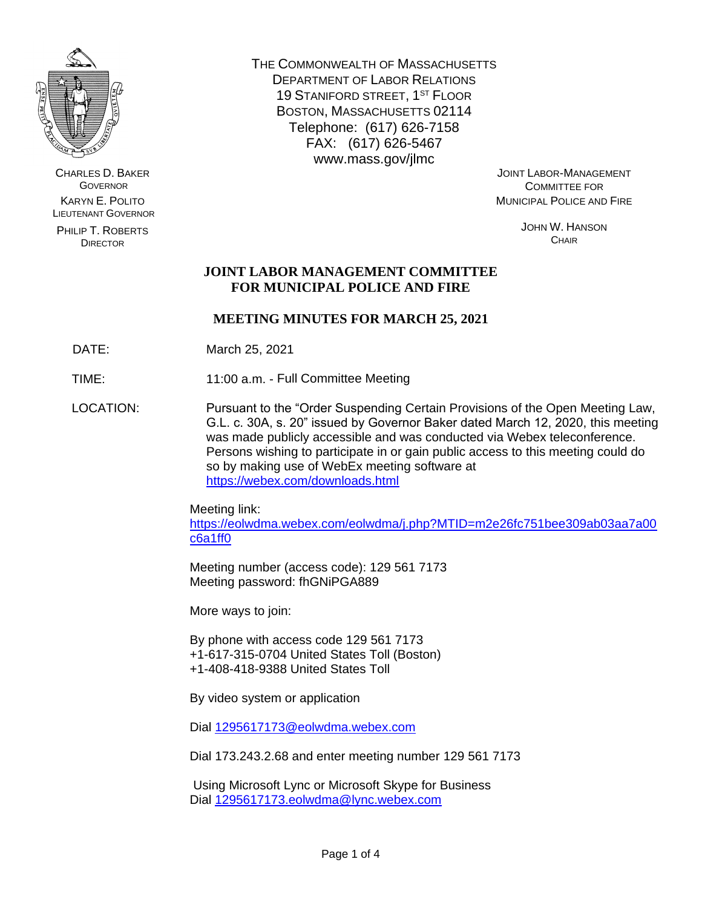THE COMMONWEALTH OF MASSACHUSETTS
DEPARTMENT OF LABOR RELATIONS
19 STANIFORD STREET, 1ST FLOOR
BOSTON, MASSACHUSETTS 02114
Telephone: (617) 626-7158
FAX: (617) 626-5467
www.mass.gov/jlmc

CHARLES D. BAKER
GOVERNOR

KARYN E. POLITO
LIEUTENANT GOVERNOR

PHILIP T. ROBERTS
DIRECTOR

JOINT LABOR-MANAGEMENT
COMMITTEE FOR
MUNICIPAL POLICE AND FIRE

JOHN W. HANSON
CHAIR

# JOINT LABOR MANAGEMENT COMMITTEE FOR MUNICIPAL POLICE AND FIRE

## MEETING MINUTES FOR MARCH 25, 2021

DATE: March 25, 2021

TIME: 11:00 a.m. - Full Committee Meeting

LOCATION: Pursuant to the "Order Suspending Certain Provisions of the Open Meeting Law, G.L. c. 30A, s. 20" issued by Governor Baker dated March 12, 2020, this meeting was made publicly accessible and was conducted via Webex teleconference. Persons wishing to participate in or gain public access to this meeting could do so by making use of WebEx meeting software at https://webex.com/downloads.html

Meeting link:
https://eolwdma.webex.com/eolwdma/j.php?MTID=m2e26fc751bee309ab03aa7a00c6a1ff0

Meeting number (access code): 129 561 7173
Meeting password: fhGNiPGA889

More ways to join:

By phone with access code 129 561 7173
+1-617-315-0704 United States Toll (Boston)
+1-408-418-9388 United States Toll

By video system or application

Dial 1295617173@eolwdma.webex.com

Dial 173.243.2.68 and enter meeting number 129 561 7173

Using Microsoft Lync or Microsoft Skype for Business
Dial 1295617173.eolwdma@lync.webex.com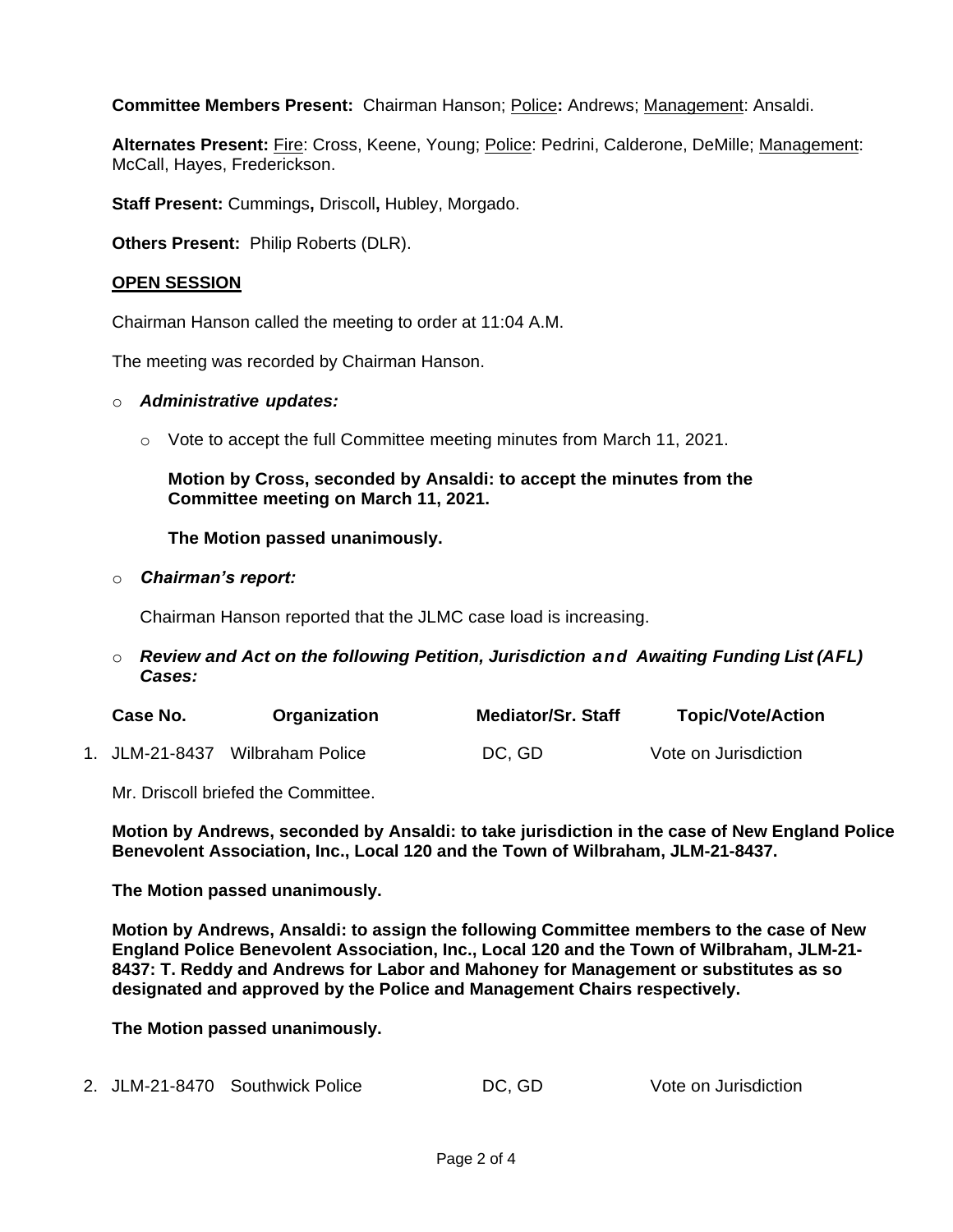**Committee Members Present:** Chairman Hanson; Police: Andrews; Management: Ansaldi.

**Alternates Present:** Fire: Cross, Keene, Young; Police: Pedrini, Calderone, DeMille; Management: McCall, Hayes, Frederickson.

**Staff Present:** Cummings, Driscoll, Hubley, Morgado.

**Others Present:** Philip Roberts (DLR).

## OPEN SESSION

Chairman Hanson called the meeting to order at 11:04 A.M.

The meeting was recorded by Chairman Hanson.

- ***Administrative updates:***
  - Vote to accept the full Committee meeting minutes from March 11, 2021.

    **Motion by Cross, seconded by Ansaldi: to accept the minutes from the Committee meeting on March 11, 2021.**

    **The Motion passed unanimously.**

- ***Chairman's report:***

  Chairman Hanson reported that the JLMC case load is increasing.

- ***Review and Act on the following Petition, Jurisdiction and Awaiting Funding List (AFL) Cases:***

| | Case No. | Organization | Mediator/Sr. Staff | Topic/Vote/Action |
|---|---|---|---|---|
| 1. | JLM-21-8437 | Wilbraham Police | DC, GD | Vote on Jurisdiction |

Mr. Driscoll briefed the Committee.

**Motion by Andrews, seconded by Ansaldi: to take jurisdiction in the case of New England Police Benevolent Association, Inc., Local 120 and the Town of Wilbraham, JLM-21-8437.**

**The Motion passed unanimously.**

**Motion by Andrews, Ansaldi: to assign the following Committee members to the case of New England Police Benevolent Association, Inc., Local 120 and the Town of Wilbraham, JLM-21-8437: T. Reddy and Andrews for Labor and Mahoney for Management or substitutes as so designated and approved by the Police and Management Chairs respectively.**

**The Motion passed unanimously.**

| | Case No. | Organization | Mediator/Sr. Staff | Topic/Vote/Action |
|---|---|---|---|---|
| 2. | JLM-21-8470 | Southwick Police | DC, GD | Vote on Jurisdiction |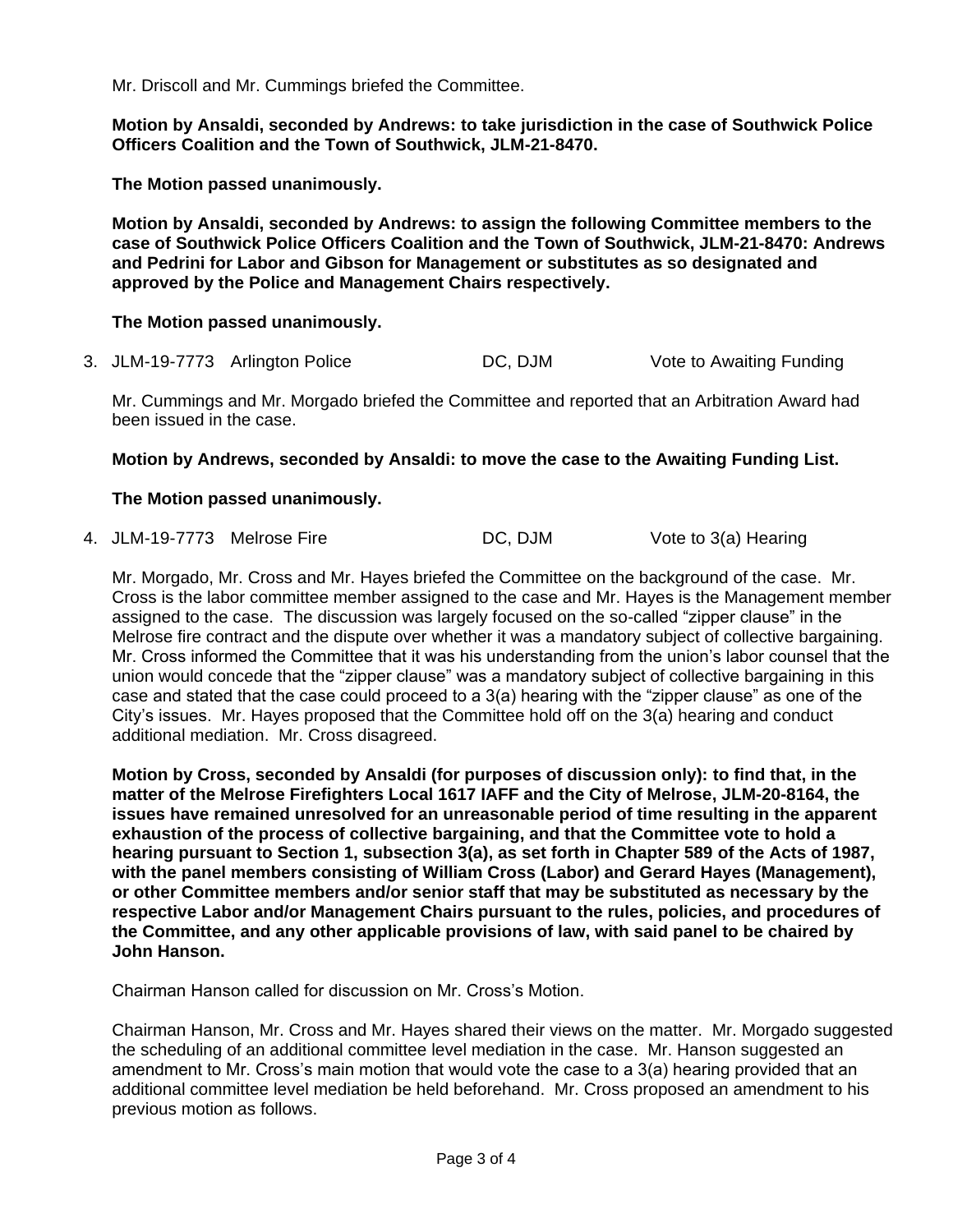Mr. Driscoll and Mr. Cummings briefed the Committee.

**Motion by Ansaldi, seconded by Andrews: to take jurisdiction in the case of Southwick Police Officers Coalition and the Town of Southwick, JLM-21-8470.**

**The Motion passed unanimously.**

**Motion by Ansaldi, seconded by Andrews: to assign the following Committee members to the case of Southwick Police Officers Coalition and the Town of Southwick, JLM-21-8470: Andrews and Pedrini for Labor and Gibson for Management or substitutes as so designated and approved by the Police and Management Chairs respectively.**

**The Motion passed unanimously.**

3. JLM-19-7773 Arlington Police DC, DJM Vote to Awaiting Funding

Mr. Cummings and Mr. Morgado briefed the Committee and reported that an Arbitration Award had been issued in the case.

**Motion by Andrews, seconded by Ansaldi: to move the case to the Awaiting Funding List.**

**The Motion passed unanimously.**

4. JLM-19-7773 Melrose Fire DC, DJM Vote to 3(a) Hearing

Mr. Morgado, Mr. Cross and Mr. Hayes briefed the Committee on the background of the case. Mr. Cross is the labor committee member assigned to the case and Mr. Hayes is the Management member assigned to the case. The discussion was largely focused on the so-called "zipper clause" in the Melrose fire contract and the dispute over whether it was a mandatory subject of collective bargaining. Mr. Cross informed the Committee that it was his understanding from the union's labor counsel that the union would concede that the "zipper clause" was a mandatory subject of collective bargaining in this case and stated that the case could proceed to a 3(a) hearing with the "zipper clause" as one of the City's issues. Mr. Hayes proposed that the Committee hold off on the 3(a) hearing and conduct additional mediation. Mr. Cross disagreed.

**Motion by Cross, seconded by Ansaldi (for purposes of discussion only): to find that, in the matter of the Melrose Firefighters Local 1617 IAFF and the City of Melrose, JLM-20-8164, the issues have remained unresolved for an unreasonable period of time resulting in the apparent exhaustion of the process of collective bargaining, and that the Committee vote to hold a hearing pursuant to Section 1, subsection 3(a), as set forth in Chapter 589 of the Acts of 1987, with the panel members consisting of William Cross (Labor) and Gerard Hayes (Management), or other Committee members and/or senior staff that may be substituted as necessary by the respective Labor and/or Management Chairs pursuant to the rules, policies, and procedures of the Committee, and any other applicable provisions of law, with said panel to be chaired by John Hanson.**

Chairman Hanson called for discussion on Mr. Cross's Motion.

Chairman Hanson, Mr. Cross and Mr. Hayes shared their views on the matter. Mr. Morgado suggested the scheduling of an additional committee level mediation in the case. Mr. Hanson suggested an amendment to Mr. Cross's main motion that would vote the case to a 3(a) hearing provided that an additional committee level mediation be held beforehand. Mr. Cross proposed an amendment to his previous motion as follows.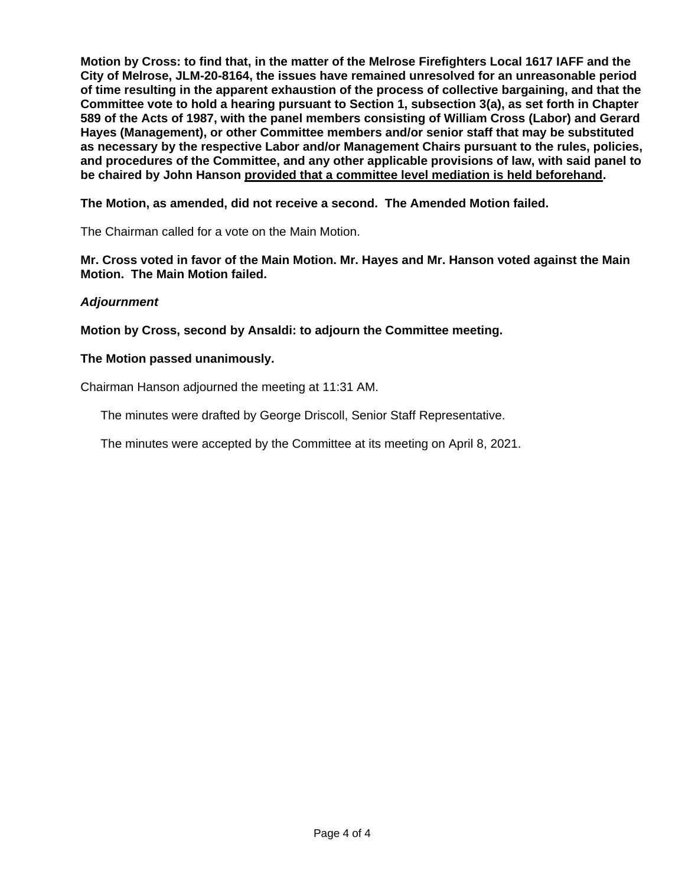**Motion by Cross: to find that, in the matter of the Melrose Firefighters Local 1617 IAFF and the City of Melrose, JLM-20-8164, the issues have remained unresolved for an unreasonable period of time resulting in the apparent exhaustion of the process of collective bargaining, and that the Committee vote to hold a hearing pursuant to Section 1, subsection 3(a), as set forth in Chapter 589 of the Acts of 1987, with the panel members consisting of William Cross (Labor) and Gerard Hayes (Management), or other Committee members and/or senior staff that may be substituted as necessary by the respective Labor and/or Management Chairs pursuant to the rules, policies, and procedures of the Committee, and any other applicable provisions of law, with said panel to be chaired by John Hanson <u>provided that a committee level mediation is held beforehand</u>.**

**The Motion, as amended, did not receive a second. The Amended Motion failed.**

The Chairman called for a vote on the Main Motion.

**Mr. Cross voted in favor of the Main Motion. Mr. Hayes and Mr. Hanson voted against the Main Motion. The Main Motion failed.**

***Adjournment***

**Motion by Cross, second by Ansaldi: to adjourn the Committee meeting.**

**The Motion passed unanimously.**

Chairman Hanson adjourned the meeting at 11:31 AM.

The minutes were drafted by George Driscoll, Senior Staff Representative.

The minutes were accepted by the Committee at its meeting on April 8, 2021.